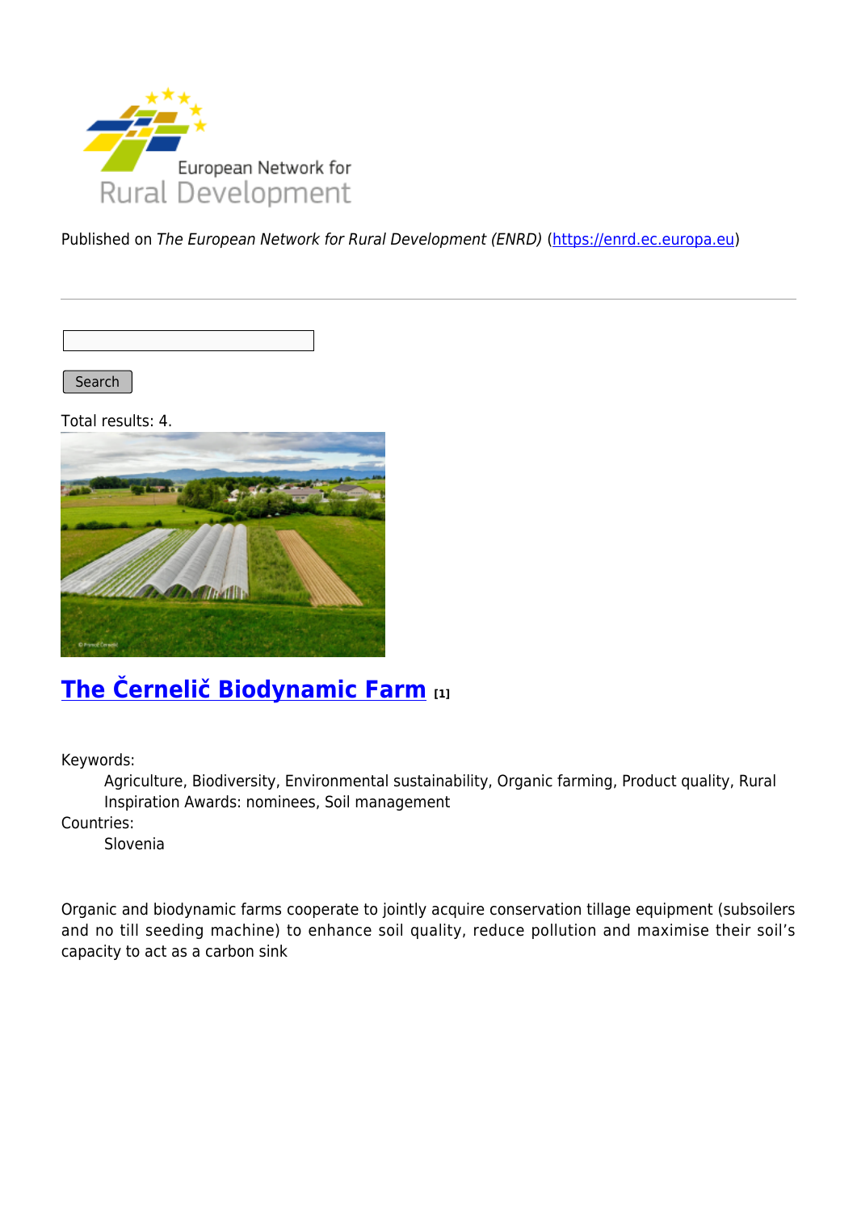Published on *The European Network for Rural Development (ENRD)* (https://enrd.ec.europa.eu)

Search

Total results: 4.

## The Černelič Biodynamic Farm [1]

Keywords:

Agriculture, Biodiversity, Environmental sustainability, Organic farming, Product quality, Rural Inspiration Awards: nominees, Soil management

Countries:

Slovenia

Organic and biodynamic farms cooperate to jointly acquire conservation tillage equipment (subsoilers and no till seeding machine) to enhance soil quality, reduce pollution and maximise their soil's capacity to act as a carbon sink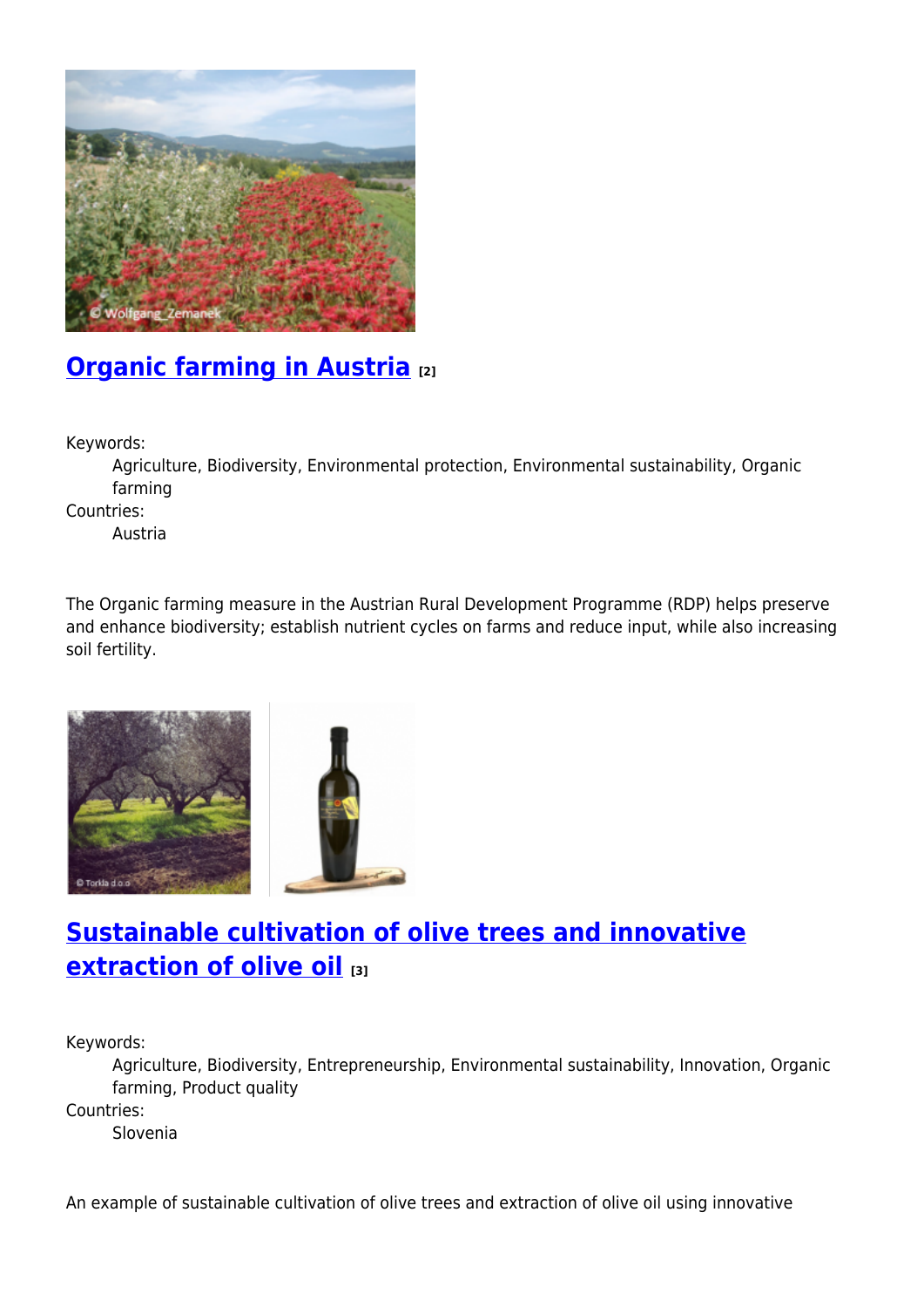## Organic farming in Austria [2]

Keywords:
: Agriculture, Biodiversity, Environmental protection, Environmental sustainability, Organic farming

Countries:
: Austria

The Organic farming measure in the Austrian Rural Development Programme (RDP) helps preserve and enhance biodiversity; establish nutrient cycles on farms and reduce input, while also increasing soil fertility.

## Sustainable cultivation of olive trees and innovative extraction of olive oil [3]

Keywords:
: Agriculture, Biodiversity, Entrepreneurship, Environmental sustainability, Innovation, Organic farming, Product quality

Countries:
: Slovenia

An example of sustainable cultivation of olive trees and extraction of olive oil using innovative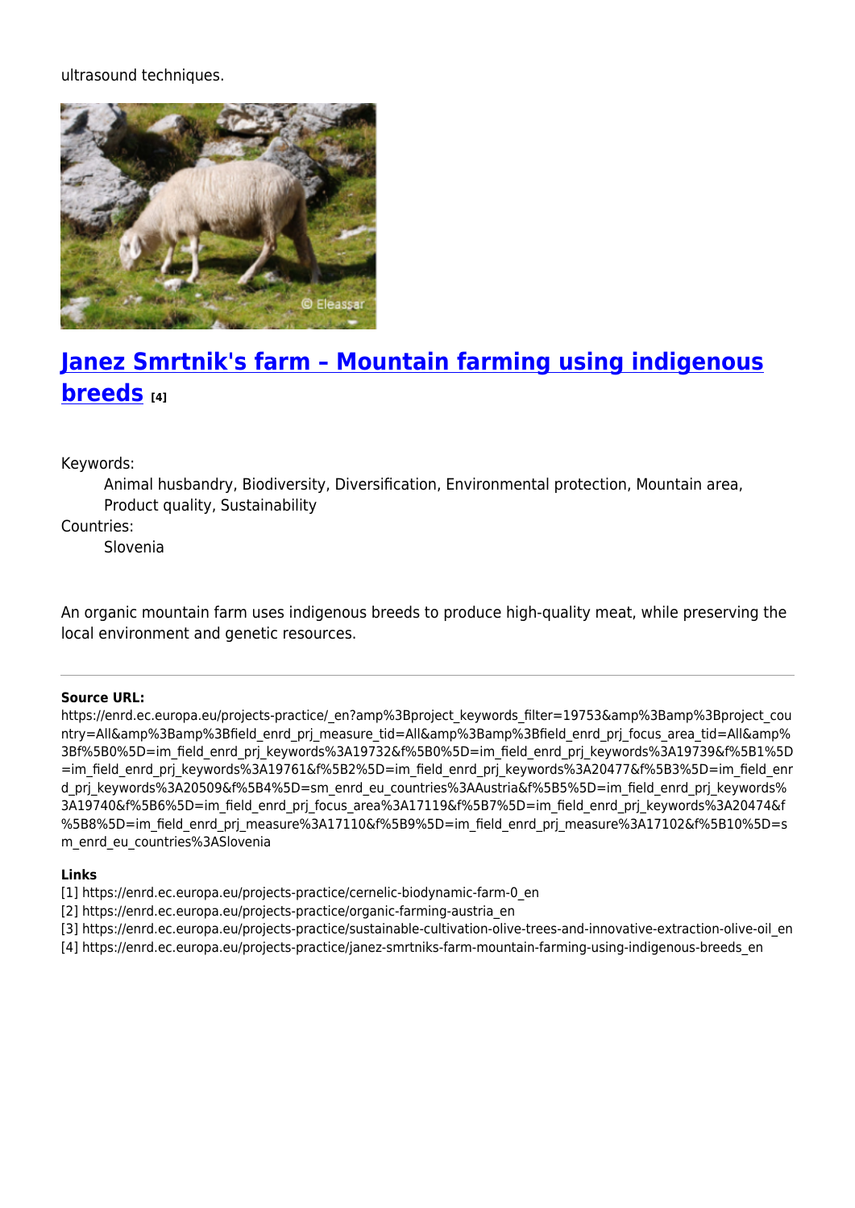ultrasound techniques.

## [Janez Smrtnik's farm – Mountain farming using indigenous breeds](https://enrd.ec.europa.eu/projects-practice/janez-smrtniks-farm-mountain-farming-using-indigenous-breeds_en) [4]

Keywords:

Animal husbandry, Biodiversity, Diversification, Environmental protection, Mountain area, Product quality, Sustainability

Countries:

Slovenia

An organic mountain farm uses indigenous breeds to produce high-quality meat, while preserving the local environment and genetic resources.

---

**Source URL:**
https://enrd.ec.europa.eu/projects-practice/_en?amp%3Bproject_keywords_filter=19753&amp%3Bamp%3Bproject_country=All&amp%3Bamp%3Bfield_enrd_prj_measure_tid=All&amp%3Bamp%3Bfield_enrd_prj_focus_area_tid=All&amp%3Bf%5B0%5D=im_field_enrd_prj_keywords%3A19732&f%5B0%5D=im_field_enrd_prj_keywords%3A19739&f%5B1%5D=im_field_enrd_prj_keywords%3A19761&f%5B2%5D=im_field_enrd_prj_keywords%3A20477&f%5B3%5D=im_field_enrd_prj_keywords%3A20509&f%5B4%5D=sm_enrd_eu_countries%3AAustria&f%5B5%5D=im_field_enrd_prj_keywords%3A19740&f%5B6%5D=im_field_enrd_prj_focus_area%3A17119&f%5B7%5D=im_field_enrd_prj_keywords%3A20474&f%5B8%5D=im_field_enrd_prj_measure%3A17110&f%5B9%5D=im_field_enrd_prj_measure%3A17102&f%5B10%5D=sm_enrd_eu_countries%3ASlovenia

**Links**

[1] https://enrd.ec.europa.eu/projects-practice/cernelic-biodynamic-farm-0_en
[2] https://enrd.ec.europa.eu/projects-practice/organic-farming-austria_en
[3] https://enrd.ec.europa.eu/projects-practice/sustainable-cultivation-olive-trees-and-innovative-extraction-olive-oil_en
[4] https://enrd.ec.europa.eu/projects-practice/janez-smrtniks-farm-mountain-farming-using-indigenous-breeds_en